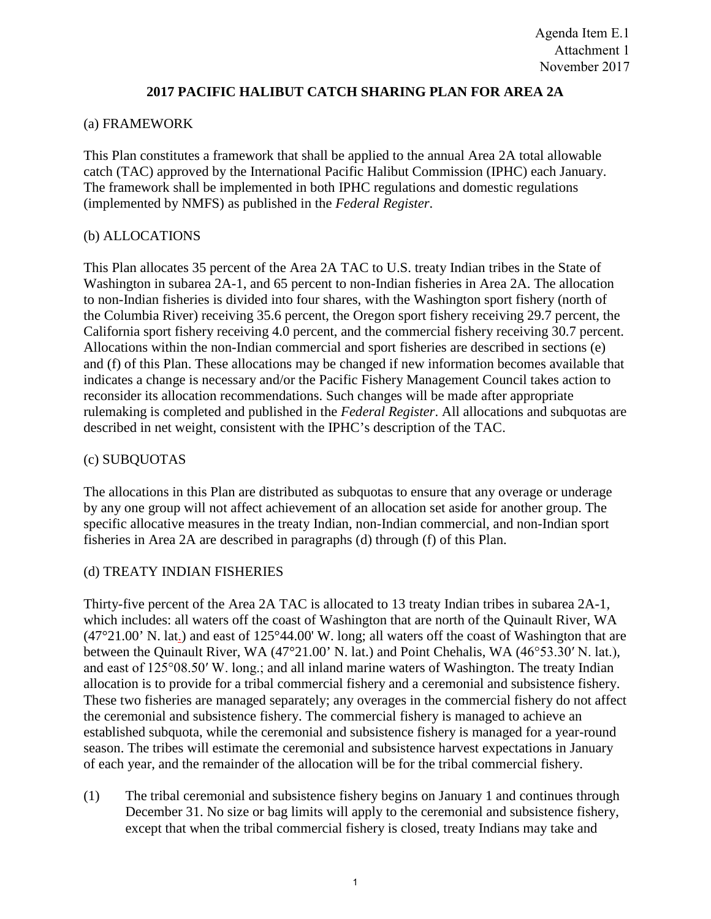Agenda Item E.1
Attachment 1
November 2017

# 2017 PACIFIC HALIBUT CATCH SHARING PLAN FOR AREA 2A

## (a) FRAMEWORK

This Plan constitutes a framework that shall be applied to the annual Area 2A total allowable catch (TAC) approved by the International Pacific Halibut Commission (IPHC) each January. The framework shall be implemented in both IPHC regulations and domestic regulations (implemented by NMFS) as published in the *Federal Register*.

## (b) ALLOCATIONS

This Plan allocates 35 percent of the Area 2A TAC to U.S. treaty Indian tribes in the State of Washington in subarea 2A-1, and 65 percent to non-Indian fisheries in Area 2A. The allocation to non-Indian fisheries is divided into four shares, with the Washington sport fishery (north of the Columbia River) receiving 35.6 percent, the Oregon sport fishery receiving 29.7 percent, the California sport fishery receiving 4.0 percent, and the commercial fishery receiving 30.7 percent. Allocations within the non-Indian commercial and sport fisheries are described in sections (e) and (f) of this Plan. These allocations may be changed if new information becomes available that indicates a change is necessary and/or the Pacific Fishery Management Council takes action to reconsider its allocation recommendations. Such changes will be made after appropriate rulemaking is completed and published in the *Federal Register*. All allocations and subquotas are described in net weight, consistent with the IPHC's description of the TAC.

## (c) SUBQUOTAS

The allocations in this Plan are distributed as subquotas to ensure that any overage or underage by any one group will not affect achievement of an allocation set aside for another group. The specific allocative measures in the treaty Indian, non-Indian commercial, and non-Indian sport fisheries in Area 2A are described in paragraphs (d) through (f) of this Plan.

## (d) TREATY INDIAN FISHERIES

Thirty-five percent of the Area 2A TAC is allocated to 13 treaty Indian tribes in subarea 2A-1, which includes: all waters off the coast of Washington that are north of the Quinault River, WA (47°21.00' N. lat.) and east of 125°44.00' W. long; all waters off the coast of Washington that are between the Quinault River, WA (47°21.00' N. lat.) and Point Chehalis, WA (46°53.30′ N. lat.), and east of 125°08.50′ W. long.; and all inland marine waters of Washington. The treaty Indian allocation is to provide for a tribal commercial fishery and a ceremonial and subsistence fishery. These two fisheries are managed separately; any overages in the commercial fishery do not affect the ceremonial and subsistence fishery. The commercial fishery is managed to achieve an established subquota, while the ceremonial and subsistence fishery is managed for a year-round season. The tribes will estimate the ceremonial and subsistence harvest expectations in January of each year, and the remainder of the allocation will be for the tribal commercial fishery.

(1) The tribal ceremonial and subsistence fishery begins on January 1 and continues through December 31. No size or bag limits will apply to the ceremonial and subsistence fishery, except that when the tribal commercial fishery is closed, treaty Indians may take and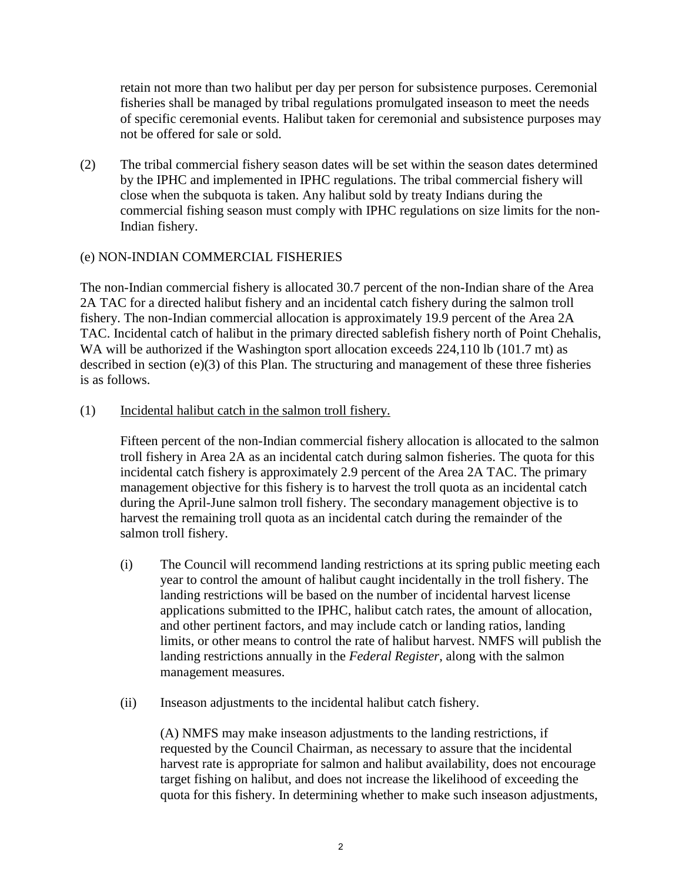retain not more than two halibut per day per person for subsistence purposes. Ceremonial fisheries shall be managed by tribal regulations promulgated inseason to meet the needs of specific ceremonial events. Halibut taken for ceremonial and subsistence purposes may not be offered for sale or sold.

(2) The tribal commercial fishery season dates will be set within the season dates determined by the IPHC and implemented in IPHC regulations. The tribal commercial fishery will close when the subquota is taken. Any halibut sold by treaty Indians during the commercial fishing season must comply with IPHC regulations on size limits for the non-Indian fishery.

(e) NON-INDIAN COMMERCIAL FISHERIES

The non-Indian commercial fishery is allocated 30.7 percent of the non-Indian share of the Area 2A TAC for a directed halibut fishery and an incidental catch fishery during the salmon troll fishery. The non-Indian commercial allocation is approximately 19.9 percent of the Area 2A TAC. Incidental catch of halibut in the primary directed sablefish fishery north of Point Chehalis, WA will be authorized if the Washington sport allocation exceeds 224,110 lb (101.7 mt) as described in section (e)(3) of this Plan. The structuring and management of these three fisheries is as follows.

(1) Incidental halibut catch in the salmon troll fishery.

Fifteen percent of the non-Indian commercial fishery allocation is allocated to the salmon troll fishery in Area 2A as an incidental catch during salmon fisheries. The quota for this incidental catch fishery is approximately 2.9 percent of the Area 2A TAC. The primary management objective for this fishery is to harvest the troll quota as an incidental catch during the April-June salmon troll fishery. The secondary management objective is to harvest the remaining troll quota as an incidental catch during the remainder of the salmon troll fishery.

(i) The Council will recommend landing restrictions at its spring public meeting each year to control the amount of halibut caught incidentally in the troll fishery. The landing restrictions will be based on the number of incidental harvest license applications submitted to the IPHC, halibut catch rates, the amount of allocation, and other pertinent factors, and may include catch or landing ratios, landing limits, or other means to control the rate of halibut harvest. NMFS will publish the landing restrictions annually in the *Federal Register*, along with the salmon management measures.

(ii) Inseason adjustments to the incidental halibut catch fishery.

(A) NMFS may make inseason adjustments to the landing restrictions, if requested by the Council Chairman, as necessary to assure that the incidental harvest rate is appropriate for salmon and halibut availability, does not encourage target fishing on halibut, and does not increase the likelihood of exceeding the quota for this fishery. In determining whether to make such inseason adjustments,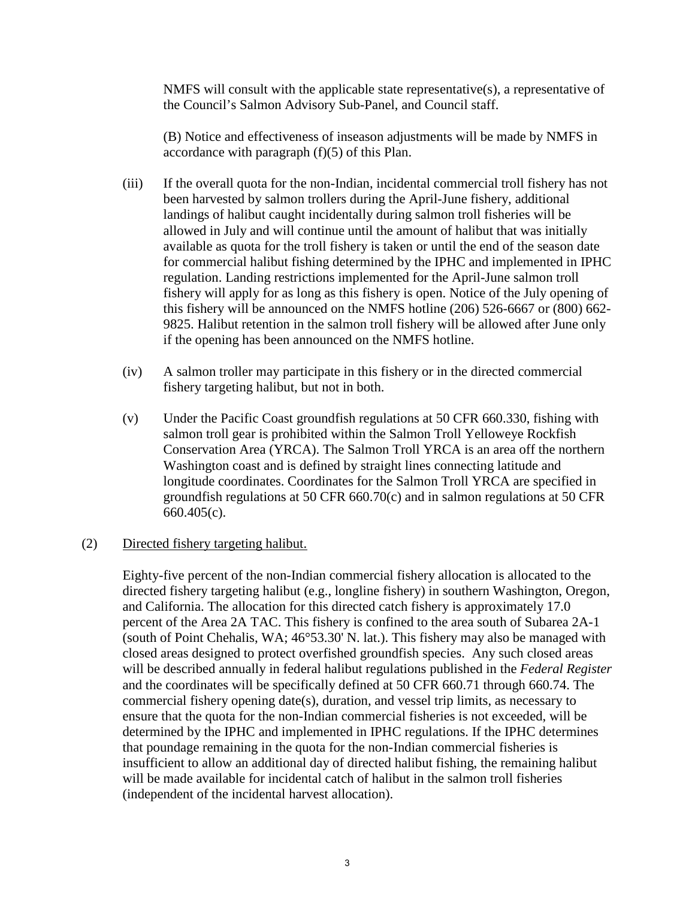NMFS will consult with the applicable state representative(s), a representative of the Council's Salmon Advisory Sub-Panel, and Council staff.

(B) Notice and effectiveness of inseason adjustments will be made by NMFS in accordance with paragraph (f)(5) of this Plan.

(iii) If the overall quota for the non-Indian, incidental commercial troll fishery has not been harvested by salmon trollers during the April-June fishery, additional landings of halibut caught incidentally during salmon troll fisheries will be allowed in July and will continue until the amount of halibut that was initially available as quota for the troll fishery is taken or until the end of the season date for commercial halibut fishing determined by the IPHC and implemented in IPHC regulation. Landing restrictions implemented for the April-June salmon troll fishery will apply for as long as this fishery is open. Notice of the July opening of this fishery will be announced on the NMFS hotline (206) 526-6667 or (800) 662-9825. Halibut retention in the salmon troll fishery will be allowed after June only if the opening has been announced on the NMFS hotline.

(iv) A salmon troller may participate in this fishery or in the directed commercial fishery targeting halibut, but not in both.

(v) Under the Pacific Coast groundfish regulations at 50 CFR 660.330, fishing with salmon troll gear is prohibited within the Salmon Troll Yelloweye Rockfish Conservation Area (YRCA). The Salmon Troll YRCA is an area off the northern Washington coast and is defined by straight lines connecting latitude and longitude coordinates. Coordinates for the Salmon Troll YRCA are specified in groundfish regulations at 50 CFR 660.70(c) and in salmon regulations at 50 CFR 660.405(c).

(2) Directed fishery targeting halibut.

Eighty-five percent of the non-Indian commercial fishery allocation is allocated to the directed fishery targeting halibut (e.g., longline fishery) in southern Washington, Oregon, and California. The allocation for this directed catch fishery is approximately 17.0 percent of the Area 2A TAC. This fishery is confined to the area south of Subarea 2A-1 (south of Point Chehalis, WA; 46°53.30' N. lat.). This fishery may also be managed with closed areas designed to protect overfished groundfish species. Any such closed areas will be described annually in federal halibut regulations published in the *Federal Register* and the coordinates will be specifically defined at 50 CFR 660.71 through 660.74. The commercial fishery opening date(s), duration, and vessel trip limits, as necessary to ensure that the quota for the non-Indian commercial fisheries is not exceeded, will be determined by the IPHC and implemented in IPHC regulations. If the IPHC determines that poundage remaining in the quota for the non-Indian commercial fisheries is insufficient to allow an additional day of directed halibut fishing, the remaining halibut will be made available for incidental catch of halibut in the salmon troll fisheries (independent of the incidental harvest allocation).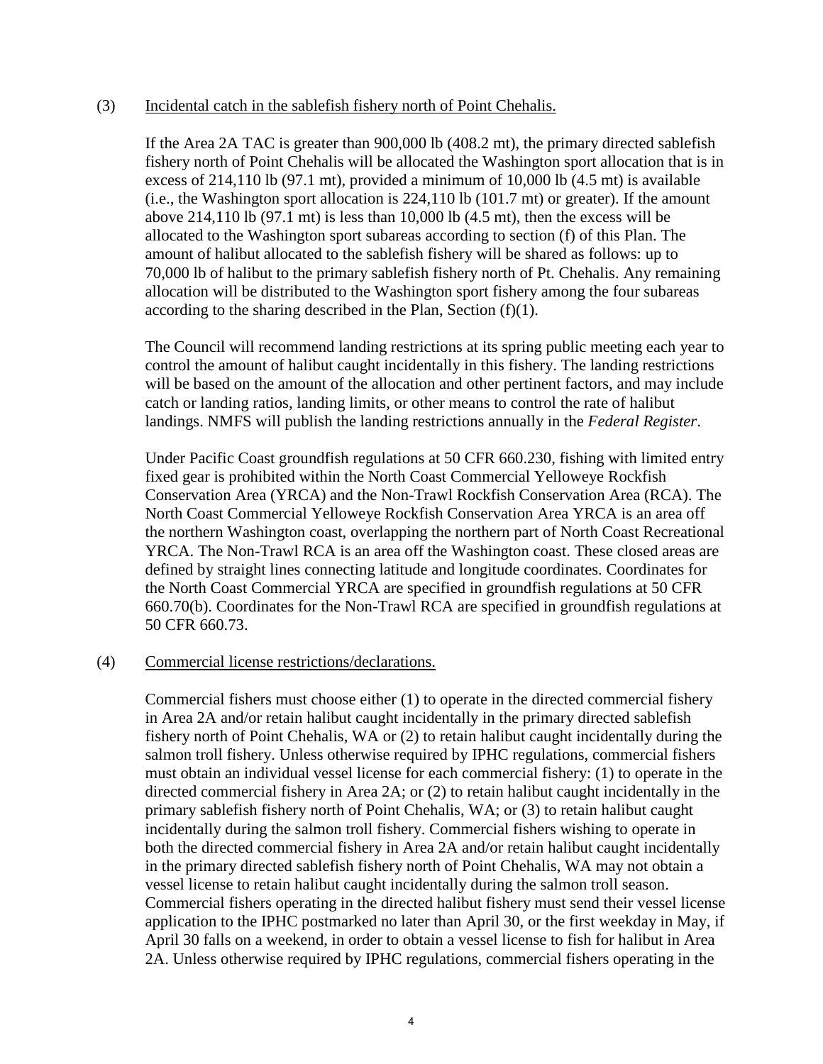(3) Incidental catch in the sablefish fishery north of Point Chehalis.

If the Area 2A TAC is greater than 900,000 lb (408.2 mt), the primary directed sablefish fishery north of Point Chehalis will be allocated the Washington sport allocation that is in excess of 214,110 lb (97.1 mt), provided a minimum of 10,000 lb (4.5 mt) is available (i.e., the Washington sport allocation is 224,110 lb (101.7 mt) or greater). If the amount above 214,110 lb (97.1 mt) is less than 10,000 lb (4.5 mt), then the excess will be allocated to the Washington sport subareas according to section (f) of this Plan. The amount of halibut allocated to the sablefish fishery will be shared as follows: up to 70,000 lb of halibut to the primary sablefish fishery north of Pt. Chehalis. Any remaining allocation will be distributed to the Washington sport fishery among the four subareas according to the sharing described in the Plan, Section (f)(1).

The Council will recommend landing restrictions at its spring public meeting each year to control the amount of halibut caught incidentally in this fishery. The landing restrictions will be based on the amount of the allocation and other pertinent factors, and may include catch or landing ratios, landing limits, or other means to control the rate of halibut landings. NMFS will publish the landing restrictions annually in the *Federal Register*.

Under Pacific Coast groundfish regulations at 50 CFR 660.230, fishing with limited entry fixed gear is prohibited within the North Coast Commercial Yelloweye Rockfish Conservation Area (YRCA) and the Non-Trawl Rockfish Conservation Area (RCA). The North Coast Commercial Yelloweye Rockfish Conservation Area YRCA is an area off the northern Washington coast, overlapping the northern part of North Coast Recreational YRCA. The Non-Trawl RCA is an area off the Washington coast. These closed areas are defined by straight lines connecting latitude and longitude coordinates. Coordinates for the North Coast Commercial YRCA are specified in groundfish regulations at 50 CFR 660.70(b). Coordinates for the Non-Trawl RCA are specified in groundfish regulations at 50 CFR 660.73.

(4) Commercial license restrictions/declarations.

Commercial fishers must choose either (1) to operate in the directed commercial fishery in Area 2A and/or retain halibut caught incidentally in the primary directed sablefish fishery north of Point Chehalis, WA or (2) to retain halibut caught incidentally during the salmon troll fishery. Unless otherwise required by IPHC regulations, commercial fishers must obtain an individual vessel license for each commercial fishery: (1) to operate in the directed commercial fishery in Area 2A; or (2) to retain halibut caught incidentally in the primary sablefish fishery north of Point Chehalis, WA; or (3) to retain halibut caught incidentally during the salmon troll fishery. Commercial fishers wishing to operate in both the directed commercial fishery in Area 2A and/or retain halibut caught incidentally in the primary directed sablefish fishery north of Point Chehalis, WA may not obtain a vessel license to retain halibut caught incidentally during the salmon troll season. Commercial fishers operating in the directed halibut fishery must send their vessel license application to the IPHC postmarked no later than April 30, or the first weekday in May, if April 30 falls on a weekend, in order to obtain a vessel license to fish for halibut in Area 2A. Unless otherwise required by IPHC regulations, commercial fishers operating in the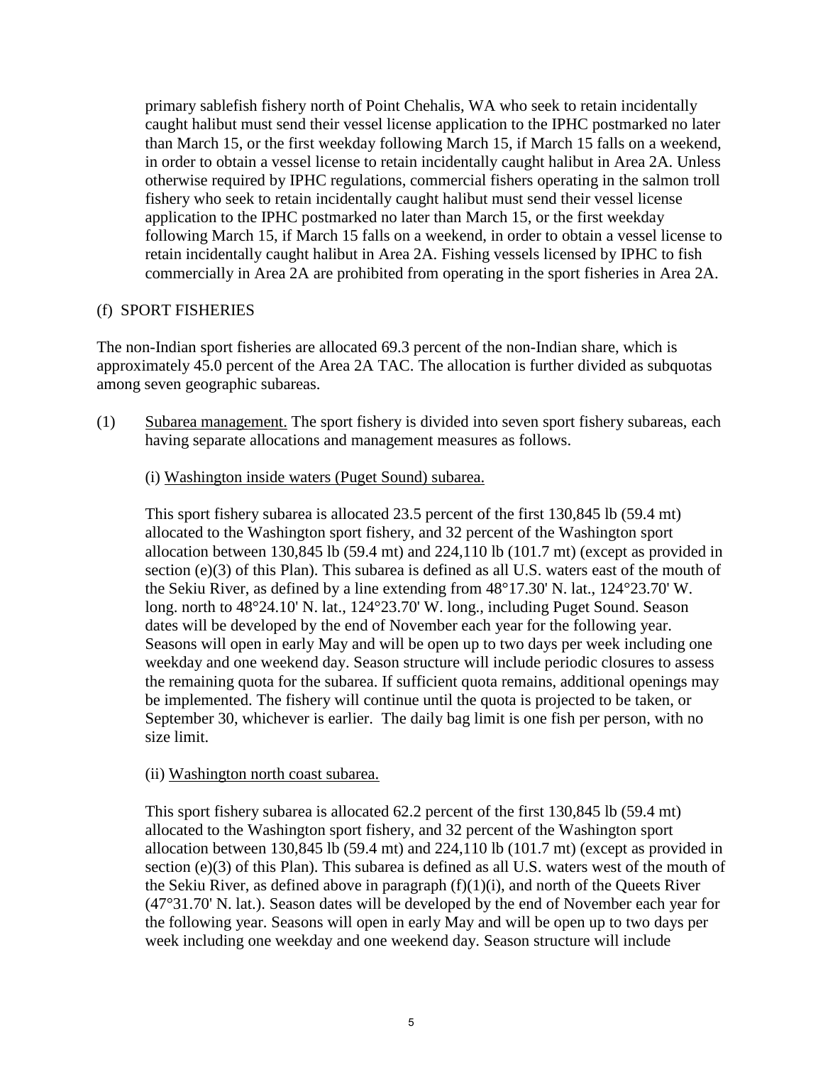primary sablefish fishery north of Point Chehalis, WA who seek to retain incidentally caught halibut must send their vessel license application to the IPHC postmarked no later than March 15, or the first weekday following March 15, if March 15 falls on a weekend, in order to obtain a vessel license to retain incidentally caught halibut in Area 2A. Unless otherwise required by IPHC regulations, commercial fishers operating in the salmon troll fishery who seek to retain incidentally caught halibut must send their vessel license application to the IPHC postmarked no later than March 15, or the first weekday following March 15, if March 15 falls on a weekend, in order to obtain a vessel license to retain incidentally caught halibut in Area 2A. Fishing vessels licensed by IPHC to fish commercially in Area 2A are prohibited from operating in the sport fisheries in Area 2A.

(f) SPORT FISHERIES

The non-Indian sport fisheries are allocated 69.3 percent of the non-Indian share, which is approximately 45.0 percent of the Area 2A TAC. The allocation is further divided as subquotas among seven geographic subareas.

(1) Subarea management. The sport fishery is divided into seven sport fishery subareas, each having separate allocations and management measures as follows.

(i) Washington inside waters (Puget Sound) subarea.

This sport fishery subarea is allocated 23.5 percent of the first 130,845 lb (59.4 mt) allocated to the Washington sport fishery, and 32 percent of the Washington sport allocation between 130,845 lb (59.4 mt) and 224,110 lb (101.7 mt) (except as provided in section (e)(3) of this Plan). This subarea is defined as all U.S. waters east of the mouth of the Sekiu River, as defined by a line extending from 48°17.30' N. lat., 124°23.70' W. long. north to 48°24.10' N. lat., 124°23.70' W. long., including Puget Sound. Season dates will be developed by the end of November each year for the following year. Seasons will open in early May and will be open up to two days per week including one weekday and one weekend day. Season structure will include periodic closures to assess the remaining quota for the subarea. If sufficient quota remains, additional openings may be implemented. The fishery will continue until the quota is projected to be taken, or September 30, whichever is earlier. The daily bag limit is one fish per person, with no size limit.

(ii) Washington north coast subarea.

This sport fishery subarea is allocated 62.2 percent of the first 130,845 lb (59.4 mt) allocated to the Washington sport fishery, and 32 percent of the Washington sport allocation between 130,845 lb (59.4 mt) and 224,110 lb (101.7 mt) (except as provided in section (e)(3) of this Plan). This subarea is defined as all U.S. waters west of the mouth of the Sekiu River, as defined above in paragraph (f)(1)(i), and north of the Queets River (47°31.70' N. lat.). Season dates will be developed by the end of November each year for the following year. Seasons will open in early May and will be open up to two days per week including one weekday and one weekend day. Season structure will include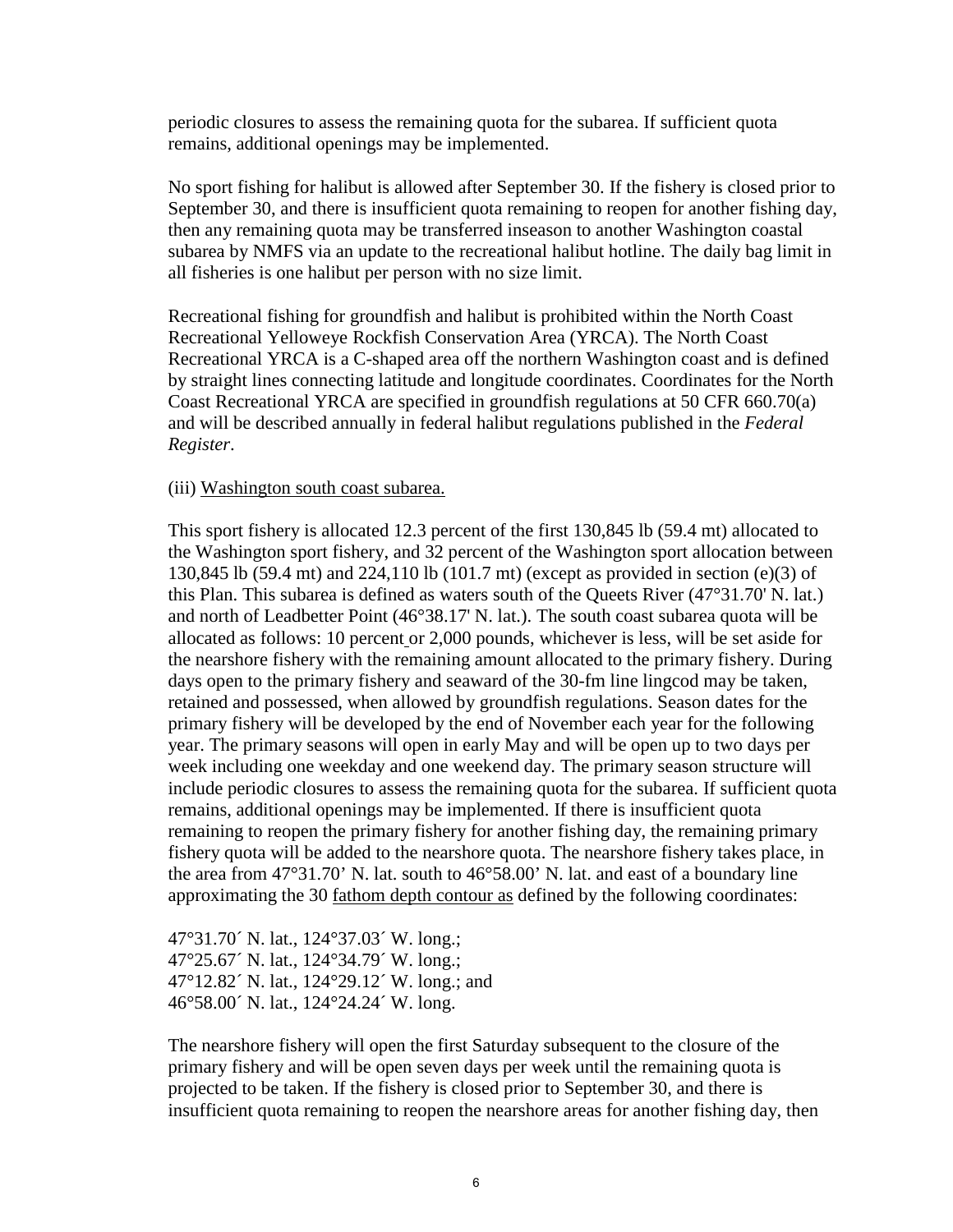periodic closures to assess the remaining quota for the subarea. If sufficient quota remains, additional openings may be implemented.

No sport fishing for halibut is allowed after September 30. If the fishery is closed prior to September 30, and there is insufficient quota remaining to reopen for another fishing day, then any remaining quota may be transferred inseason to another Washington coastal subarea by NMFS via an update to the recreational halibut hotline. The daily bag limit in all fisheries is one halibut per person with no size limit.

Recreational fishing for groundfish and halibut is prohibited within the North Coast Recreational Yelloweye Rockfish Conservation Area (YRCA). The North Coast Recreational YRCA is a C-shaped area off the northern Washington coast and is defined by straight lines connecting latitude and longitude coordinates. Coordinates for the North Coast Recreational YRCA are specified in groundfish regulations at 50 CFR 660.70(a) and will be described annually in federal halibut regulations published in the *Federal Register*.

(iii) Washington south coast subarea.

This sport fishery is allocated 12.3 percent of the first 130,845 lb (59.4 mt) allocated to the Washington sport fishery, and 32 percent of the Washington sport allocation between 130,845 lb (59.4 mt) and 224,110 lb (101.7 mt) (except as provided in section (e)(3) of this Plan. This subarea is defined as waters south of the Queets River (47°31.70' N. lat.) and north of Leadbetter Point (46°38.17' N. lat.). The south coast subarea quota will be allocated as follows: 10 percent or 2,000 pounds, whichever is less, will be set aside for the nearshore fishery with the remaining amount allocated to the primary fishery. During days open to the primary fishery and seaward of the 30-fm line lingcod may be taken, retained and possessed, when allowed by groundfish regulations. Season dates for the primary fishery will be developed by the end of November each year for the following year. The primary seasons will open in early May and will be open up to two days per week including one weekday and one weekend day. The primary season structure will include periodic closures to assess the remaining quota for the subarea. If sufficient quota remains, additional openings may be implemented. If there is insufficient quota remaining to reopen the primary fishery for another fishing day, the remaining primary fishery quota will be added to the nearshore quota. The nearshore fishery takes place, in the area from 47°31.70' N. lat. south to 46°58.00' N. lat. and east of a boundary line approximating the 30 fathom depth contour as defined by the following coordinates:

47°31.70´ N. lat., 124°37.03´ W. long.;
47°25.67´ N. lat., 124°34.79´ W. long.;
47°12.82´ N. lat., 124°29.12´ W. long.; and
46°58.00´ N. lat., 124°24.24´ W. long.

The nearshore fishery will open the first Saturday subsequent to the closure of the primary fishery and will be open seven days per week until the remaining quota is projected to be taken. If the fishery is closed prior to September 30, and there is insufficient quota remaining to reopen the nearshore areas for another fishing day, then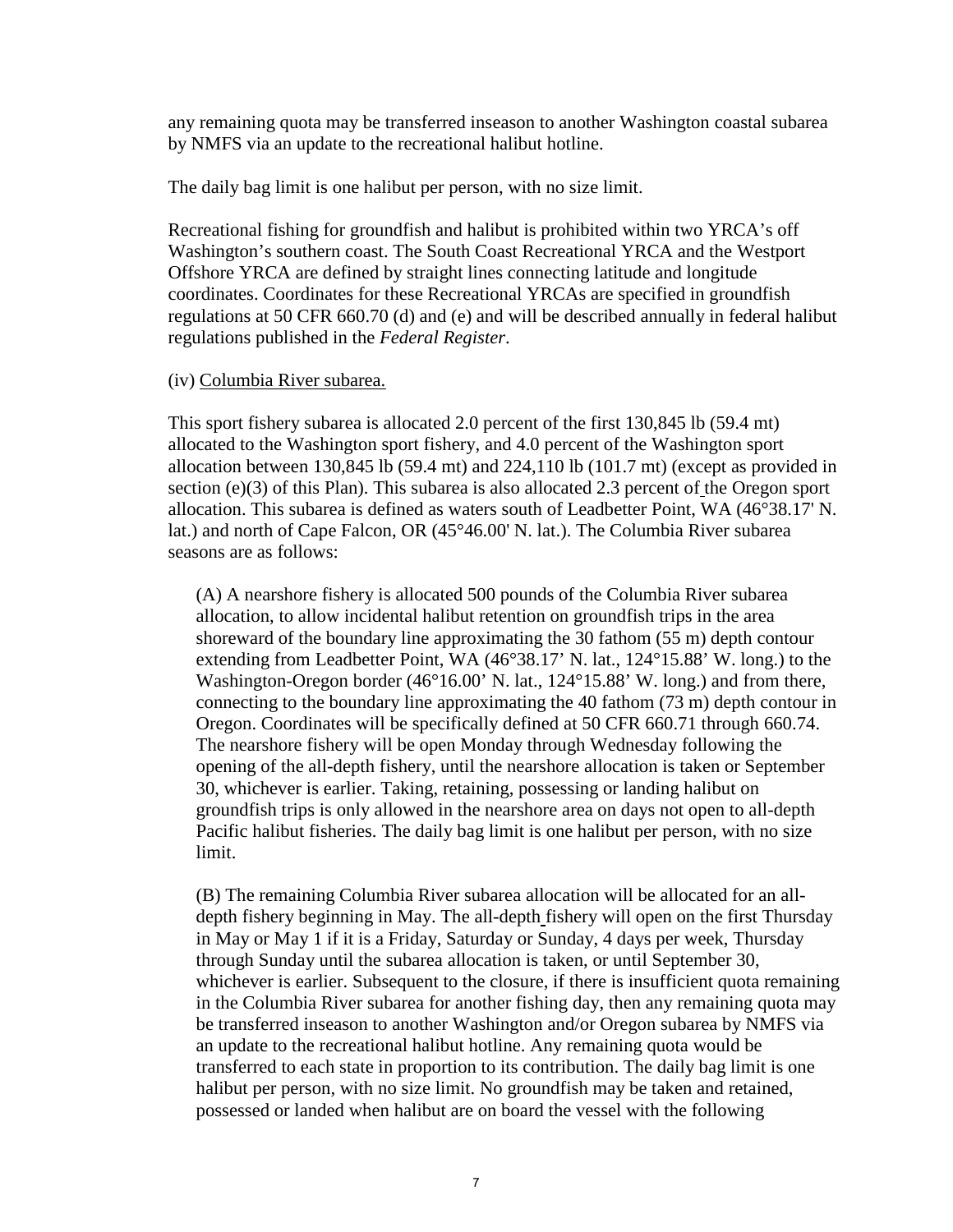any remaining quota may be transferred inseason to another Washington coastal subarea by NMFS via an update to the recreational halibut hotline.

The daily bag limit is one halibut per person, with no size limit.

Recreational fishing for groundfish and halibut is prohibited within two YRCA's off Washington's southern coast. The South Coast Recreational YRCA and the Westport Offshore YRCA are defined by straight lines connecting latitude and longitude coordinates. Coordinates for these Recreational YRCAs are specified in groundfish regulations at 50 CFR 660.70 (d) and (e) and will be described annually in federal halibut regulations published in the *Federal Register*.

(iv) Columbia River subarea.

This sport fishery subarea is allocated 2.0 percent of the first 130,845 lb (59.4 mt) allocated to the Washington sport fishery, and 4.0 percent of the Washington sport allocation between 130,845 lb (59.4 mt) and 224,110 lb (101.7 mt) (except as provided in section (e)(3) of this Plan). This subarea is also allocated 2.3 percent of the Oregon sport allocation. This subarea is defined as waters south of Leadbetter Point, WA (46°38.17' N. lat.) and north of Cape Falcon, OR (45°46.00' N. lat.). The Columbia River subarea seasons are as follows:

(A) A nearshore fishery is allocated 500 pounds of the Columbia River subarea allocation, to allow incidental halibut retention on groundfish trips in the area shoreward of the boundary line approximating the 30 fathom (55 m) depth contour extending from Leadbetter Point, WA (46°38.17' N. lat., 124°15.88' W. long.) to the Washington-Oregon border (46°16.00' N. lat., 124°15.88' W. long.) and from there, connecting to the boundary line approximating the 40 fathom (73 m) depth contour in Oregon. Coordinates will be specifically defined at 50 CFR 660.71 through 660.74. The nearshore fishery will be open Monday through Wednesday following the opening of the all-depth fishery, until the nearshore allocation is taken or September 30, whichever is earlier. Taking, retaining, possessing or landing halibut on groundfish trips is only allowed in the nearshore area on days not open to all-depth Pacific halibut fisheries. The daily bag limit is one halibut per person, with no size limit.

(B) The remaining Columbia River subarea allocation will be allocated for an all-depth fishery beginning in May. The all-depth fishery will open on the first Thursday in May or May 1 if it is a Friday, Saturday or Sunday, 4 days per week, Thursday through Sunday until the subarea allocation is taken, or until September 30, whichever is earlier. Subsequent to the closure, if there is insufficient quota remaining in the Columbia River subarea for another fishing day, then any remaining quota may be transferred inseason to another Washington and/or Oregon subarea by NMFS via an update to the recreational halibut hotline. Any remaining quota would be transferred to each state in proportion to its contribution. The daily bag limit is one halibut per person, with no size limit. No groundfish may be taken and retained, possessed or landed when halibut are on board the vessel with the following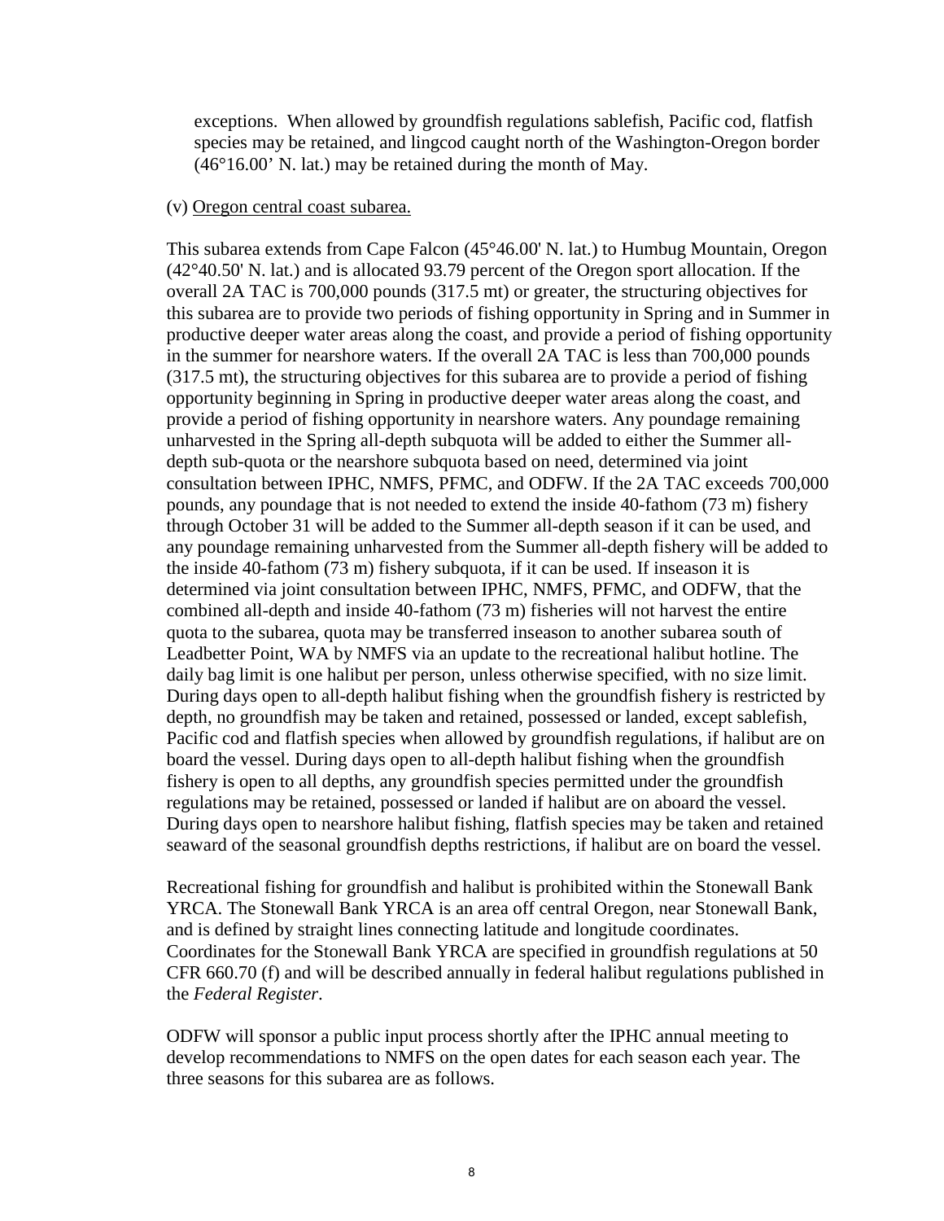exceptions. When allowed by groundfish regulations sablefish, Pacific cod, flatfish species may be retained, and lingcod caught north of the Washington-Oregon border (46°16.00' N. lat.) may be retained during the month of May.

(v) Oregon central coast subarea.

This subarea extends from Cape Falcon (45°46.00' N. lat.) to Humbug Mountain, Oregon (42°40.50' N. lat.) and is allocated 93.79 percent of the Oregon sport allocation. If the overall 2A TAC is 700,000 pounds (317.5 mt) or greater, the structuring objectives for this subarea are to provide two periods of fishing opportunity in Spring and in Summer in productive deeper water areas along the coast, and provide a period of fishing opportunity in the summer for nearshore waters. If the overall 2A TAC is less than 700,000 pounds (317.5 mt), the structuring objectives for this subarea are to provide a period of fishing opportunity beginning in Spring in productive deeper water areas along the coast, and provide a period of fishing opportunity in nearshore waters. Any poundage remaining unharvested in the Spring all-depth subquota will be added to either the Summer all-depth sub-quota or the nearshore subquota based on need, determined via joint consultation between IPHC, NMFS, PFMC, and ODFW. If the 2A TAC exceeds 700,000 pounds, any poundage that is not needed to extend the inside 40-fathom (73 m) fishery through October 31 will be added to the Summer all-depth season if it can be used, and any poundage remaining unharvested from the Summer all-depth fishery will be added to the inside 40-fathom (73 m) fishery subquota, if it can be used. If inseason it is determined via joint consultation between IPHC, NMFS, PFMC, and ODFW, that the combined all-depth and inside 40-fathom (73 m) fisheries will not harvest the entire quota to the subarea, quota may be transferred inseason to another subarea south of Leadbetter Point, WA by NMFS via an update to the recreational halibut hotline. The daily bag limit is one halibut per person, unless otherwise specified, with no size limit. During days open to all-depth halibut fishing when the groundfish fishery is restricted by depth, no groundfish may be taken and retained, possessed or landed, except sablefish, Pacific cod and flatfish species when allowed by groundfish regulations, if halibut are on board the vessel. During days open to all-depth halibut fishing when the groundfish fishery is open to all depths, any groundfish species permitted under the groundfish regulations may be retained, possessed or landed if halibut are on aboard the vessel. During days open to nearshore halibut fishing, flatfish species may be taken and retained seaward of the seasonal groundfish depths restrictions, if halibut are on board the vessel.

Recreational fishing for groundfish and halibut is prohibited within the Stonewall Bank YRCA. The Stonewall Bank YRCA is an area off central Oregon, near Stonewall Bank, and is defined by straight lines connecting latitude and longitude coordinates. Coordinates for the Stonewall Bank YRCA are specified in groundfish regulations at 50 CFR 660.70 (f) and will be described annually in federal halibut regulations published in the *Federal Register*.

ODFW will sponsor a public input process shortly after the IPHC annual meeting to develop recommendations to NMFS on the open dates for each season each year. The three seasons for this subarea are as follows.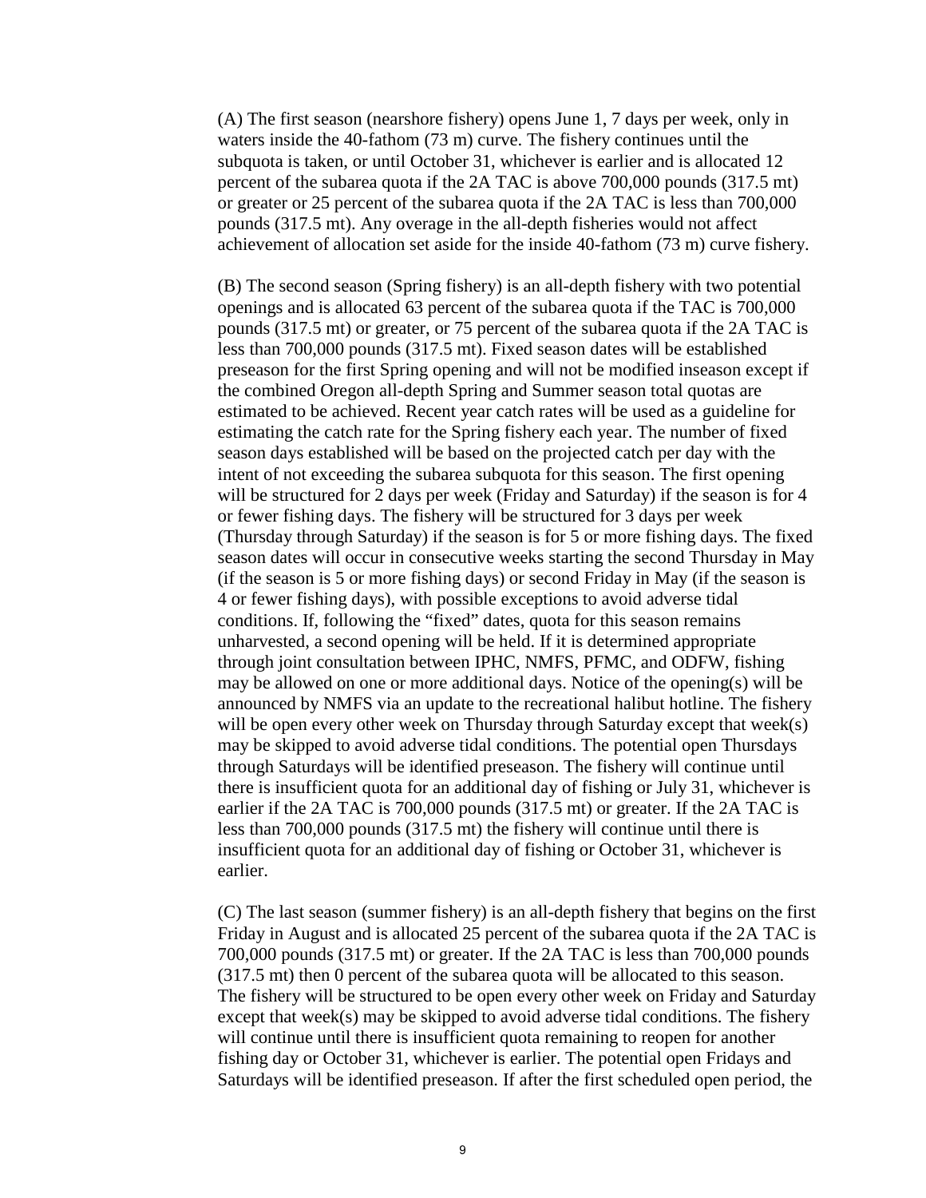(A) The first season (nearshore fishery) opens June 1, 7 days per week, only in waters inside the 40-fathom (73 m) curve. The fishery continues until the subquota is taken, or until October 31, whichever is earlier and is allocated 12 percent of the subarea quota if the 2A TAC is above 700,000 pounds (317.5 mt) or greater or 25 percent of the subarea quota if the 2A TAC is less than 700,000 pounds (317.5 mt). Any overage in the all-depth fisheries would not affect achievement of allocation set aside for the inside 40-fathom (73 m) curve fishery.

(B) The second season (Spring fishery) is an all-depth fishery with two potential openings and is allocated 63 percent of the subarea quota if the TAC is 700,000 pounds (317.5 mt) or greater, or 75 percent of the subarea quota if the 2A TAC is less than 700,000 pounds (317.5 mt). Fixed season dates will be established preseason for the first Spring opening and will not be modified inseason except if the combined Oregon all-depth Spring and Summer season total quotas are estimated to be achieved. Recent year catch rates will be used as a guideline for estimating the catch rate for the Spring fishery each year. The number of fixed season days established will be based on the projected catch per day with the intent of not exceeding the subarea subquota for this season. The first opening will be structured for 2 days per week (Friday and Saturday) if the season is for 4 or fewer fishing days. The fishery will be structured for 3 days per week (Thursday through Saturday) if the season is for 5 or more fishing days. The fixed season dates will occur in consecutive weeks starting the second Thursday in May (if the season is 5 or more fishing days) or second Friday in May (if the season is 4 or fewer fishing days), with possible exceptions to avoid adverse tidal conditions. If, following the "fixed" dates, quota for this season remains unharvested, a second opening will be held. If it is determined appropriate through joint consultation between IPHC, NMFS, PFMC, and ODFW, fishing may be allowed on one or more additional days. Notice of the opening(s) will be announced by NMFS via an update to the recreational halibut hotline. The fishery will be open every other week on Thursday through Saturday except that week(s) may be skipped to avoid adverse tidal conditions. The potential open Thursdays through Saturdays will be identified preseason. The fishery will continue until there is insufficient quota for an additional day of fishing or July 31, whichever is earlier if the 2A TAC is 700,000 pounds (317.5 mt) or greater. If the 2A TAC is less than 700,000 pounds (317.5 mt) the fishery will continue until there is insufficient quota for an additional day of fishing or October 31, whichever is earlier.

(C) The last season (summer fishery) is an all-depth fishery that begins on the first Friday in August and is allocated 25 percent of the subarea quota if the 2A TAC is 700,000 pounds (317.5 mt) or greater. If the 2A TAC is less than 700,000 pounds (317.5 mt) then 0 percent of the subarea quota will be allocated to this season. The fishery will be structured to be open every other week on Friday and Saturday except that week(s) may be skipped to avoid adverse tidal conditions. The fishery will continue until there is insufficient quota remaining to reopen for another fishing day or October 31, whichever is earlier. The potential open Fridays and Saturdays will be identified preseason. If after the first scheduled open period, the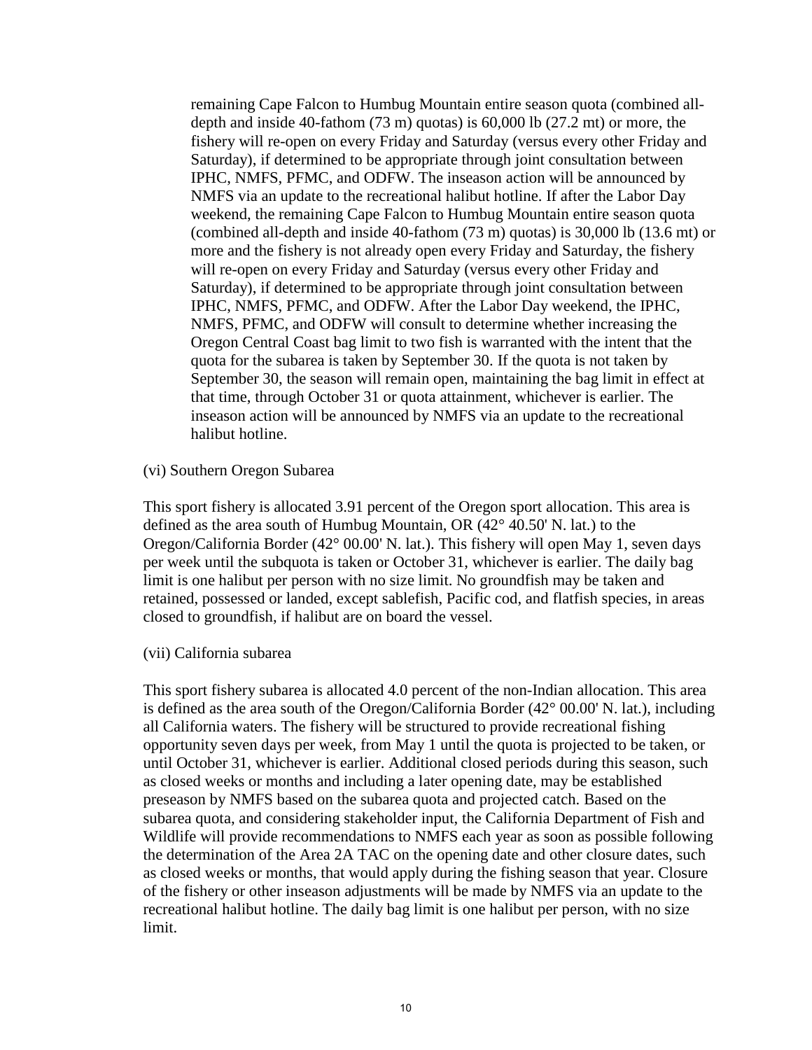remaining Cape Falcon to Humbug Mountain entire season quota (combined all-depth and inside 40-fathom (73 m) quotas) is 60,000 lb (27.2 mt) or more, the fishery will re-open on every Friday and Saturday (versus every other Friday and Saturday), if determined to be appropriate through joint consultation between IPHC, NMFS, PFMC, and ODFW. The inseason action will be announced by NMFS via an update to the recreational halibut hotline. If after the Labor Day weekend, the remaining Cape Falcon to Humbug Mountain entire season quota (combined all-depth and inside 40-fathom (73 m) quotas) is 30,000 lb (13.6 mt) or more and the fishery is not already open every Friday and Saturday, the fishery will re-open on every Friday and Saturday (versus every other Friday and Saturday), if determined to be appropriate through joint consultation between IPHC, NMFS, PFMC, and ODFW. After the Labor Day weekend, the IPHC, NMFS, PFMC, and ODFW will consult to determine whether increasing the Oregon Central Coast bag limit to two fish is warranted with the intent that the quota for the subarea is taken by September 30. If the quota is not taken by September 30, the season will remain open, maintaining the bag limit in effect at that time, through October 31 or quota attainment, whichever is earlier. The inseason action will be announced by NMFS via an update to the recreational halibut hotline.

(vi) Southern Oregon Subarea

This sport fishery is allocated 3.91 percent of the Oregon sport allocation. This area is defined as the area south of Humbug Mountain, OR (42° 40.50' N. lat.) to the Oregon/California Border (42° 00.00' N. lat.). This fishery will open May 1, seven days per week until the subquota is taken or October 31, whichever is earlier. The daily bag limit is one halibut per person with no size limit. No groundfish may be taken and retained, possessed or landed, except sablefish, Pacific cod, and flatfish species, in areas closed to groundfish, if halibut are on board the vessel.

(vii) California subarea

This sport fishery subarea is allocated 4.0 percent of the non-Indian allocation. This area is defined as the area south of the Oregon/California Border (42° 00.00' N. lat.), including all California waters. The fishery will be structured to provide recreational fishing opportunity seven days per week, from May 1 until the quota is projected to be taken, or until October 31, whichever is earlier. Additional closed periods during this season, such as closed weeks or months and including a later opening date, may be established preseason by NMFS based on the subarea quota and projected catch. Based on the subarea quota, and considering stakeholder input, the California Department of Fish and Wildlife will provide recommendations to NMFS each year as soon as possible following the determination of the Area 2A TAC on the opening date and other closure dates, such as closed weeks or months, that would apply during the fishing season that year. Closure of the fishery or other inseason adjustments will be made by NMFS via an update to the recreational halibut hotline. The daily bag limit is one halibut per person, with no size limit.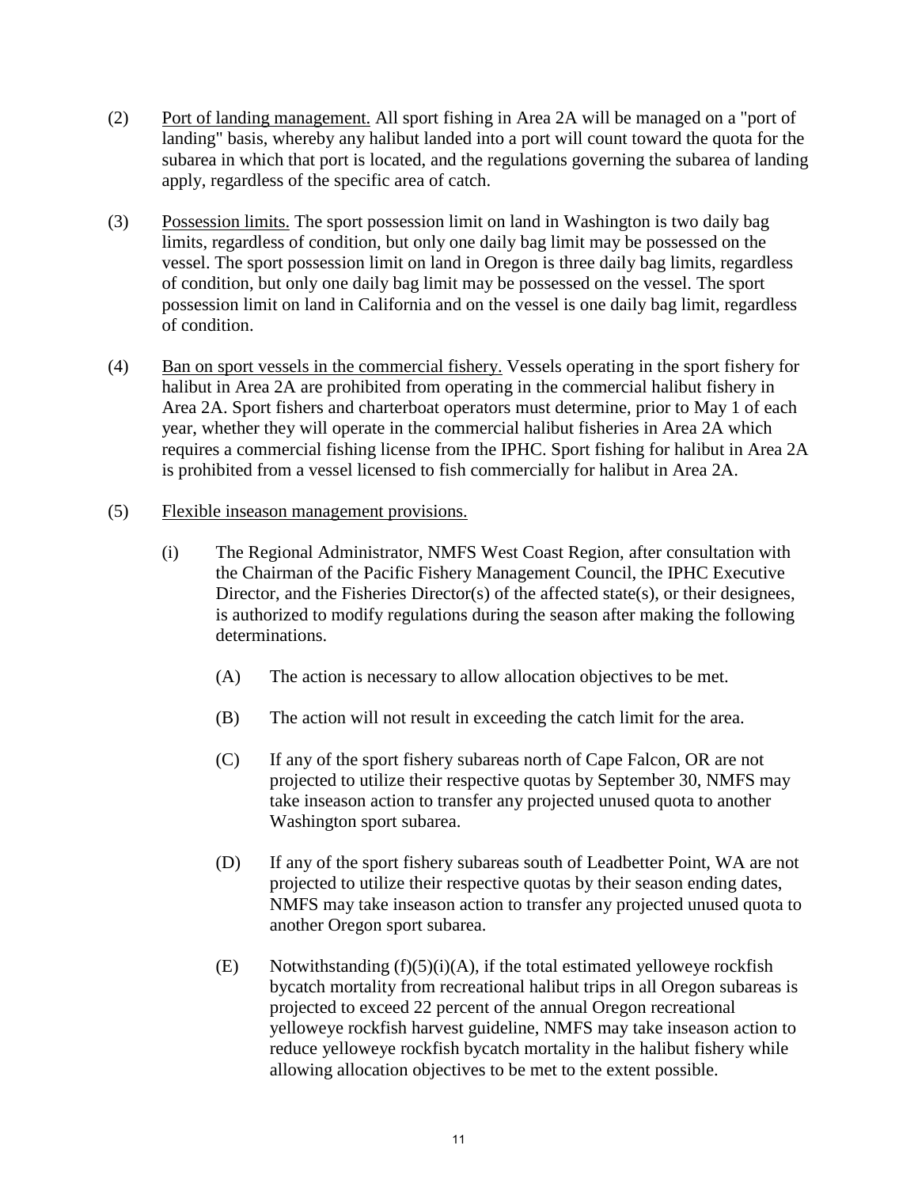(2) Port of landing management. All sport fishing in Area 2A will be managed on a "port of landing" basis, whereby any halibut landed into a port will count toward the quota for the subarea in which that port is located, and the regulations governing the subarea of landing apply, regardless of the specific area of catch.

(3) Possession limits. The sport possession limit on land in Washington is two daily bag limits, regardless of condition, but only one daily bag limit may be possessed on the vessel. The sport possession limit on land in Oregon is three daily bag limits, regardless of condition, but only one daily bag limit may be possessed on the vessel. The sport possession limit on land in California and on the vessel is one daily bag limit, regardless of condition.

(4) Ban on sport vessels in the commercial fishery. Vessels operating in the sport fishery for halibut in Area 2A are prohibited from operating in the commercial halibut fishery in Area 2A. Sport fishers and charterboat operators must determine, prior to May 1 of each year, whether they will operate in the commercial halibut fisheries in Area 2A which requires a commercial fishing license from the IPHC. Sport fishing for halibut in Area 2A is prohibited from a vessel licensed to fish commercially for halibut in Area 2A.

(5) Flexible inseason management provisions.

(i) The Regional Administrator, NMFS West Coast Region, after consultation with the Chairman of the Pacific Fishery Management Council, the IPHC Executive Director, and the Fisheries Director(s) of the affected state(s), or their designees, is authorized to modify regulations during the season after making the following determinations.

(A) The action is necessary to allow allocation objectives to be met.

(B) The action will not result in exceeding the catch limit for the area.

(C) If any of the sport fishery subareas north of Cape Falcon, OR are not projected to utilize their respective quotas by September 30, NMFS may take inseason action to transfer any projected unused quota to another Washington sport subarea.

(D) If any of the sport fishery subareas south of Leadbetter Point, WA are not projected to utilize their respective quotas by their season ending dates, NMFS may take inseason action to transfer any projected unused quota to another Oregon sport subarea.

(E) Notwithstanding (f)(5)(i)(A), if the total estimated yelloweye rockfish bycatch mortality from recreational halibut trips in all Oregon subareas is projected to exceed 22 percent of the annual Oregon recreational yelloweye rockfish harvest guideline, NMFS may take inseason action to reduce yelloweye rockfish bycatch mortality in the halibut fishery while allowing allocation objectives to be met to the extent possible.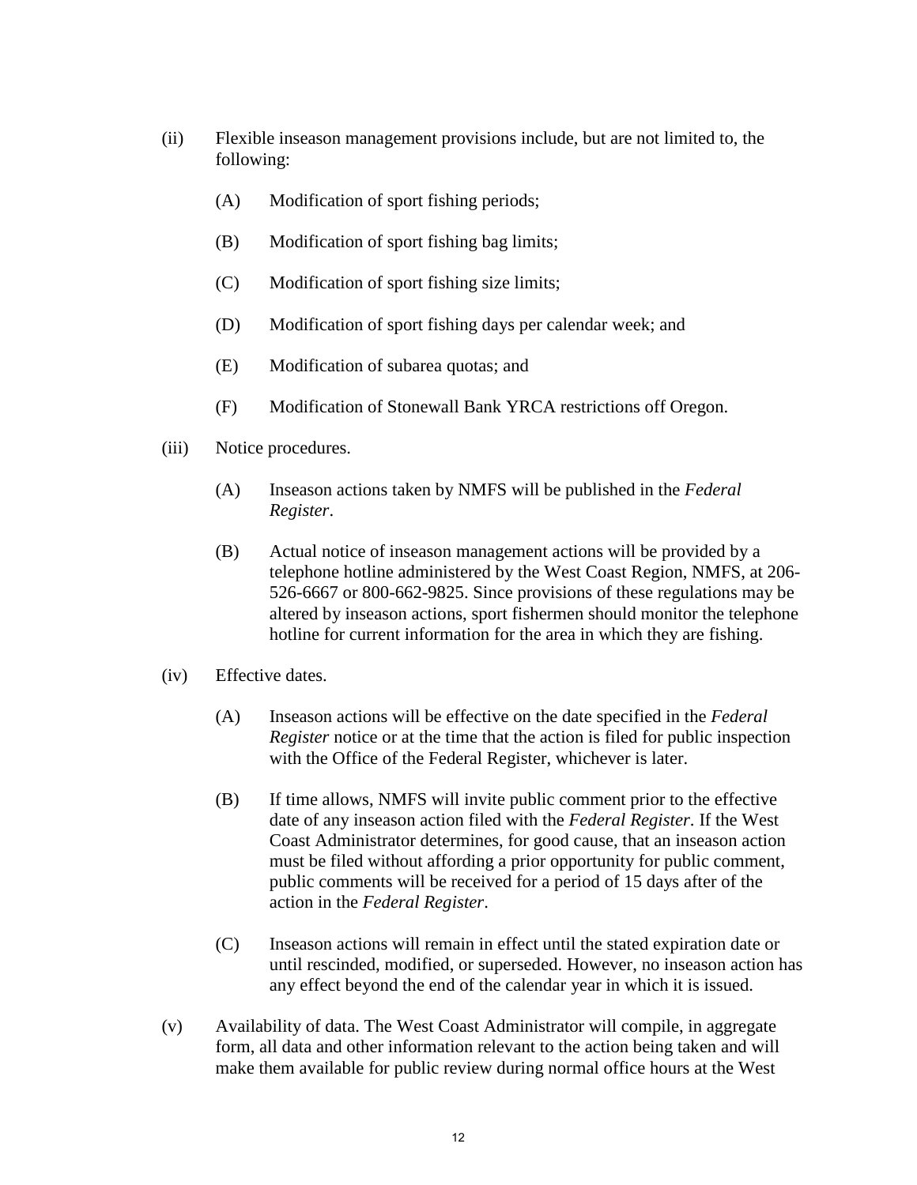(ii) Flexible inseason management provisions include, but are not limited to, the following:

(A) Modification of sport fishing periods;

(B) Modification of sport fishing bag limits;

(C) Modification of sport fishing size limits;

(D) Modification of sport fishing days per calendar week; and

(E) Modification of subarea quotas; and

(F) Modification of Stonewall Bank YRCA restrictions off Oregon.

(iii) Notice procedures.

(A) Inseason actions taken by NMFS will be published in the *Federal Register*.

(B) Actual notice of inseason management actions will be provided by a telephone hotline administered by the West Coast Region, NMFS, at 206-526-6667 or 800-662-9825. Since provisions of these regulations may be altered by inseason actions, sport fishermen should monitor the telephone hotline for current information for the area in which they are fishing.

(iv) Effective dates.

(A) Inseason actions will be effective on the date specified in the *Federal Register* notice or at the time that the action is filed for public inspection with the Office of the Federal Register, whichever is later.

(B) If time allows, NMFS will invite public comment prior to the effective date of any inseason action filed with the *Federal Register*. If the West Coast Administrator determines, for good cause, that an inseason action must be filed without affording a prior opportunity for public comment, public comments will be received for a period of 15 days after of the action in the *Federal Register*.

(C) Inseason actions will remain in effect until the stated expiration date or until rescinded, modified, or superseded. However, no inseason action has any effect beyond the end of the calendar year in which it is issued.

(v) Availability of data. The West Coast Administrator will compile, in aggregate form, all data and other information relevant to the action being taken and will make them available for public review during normal office hours at the West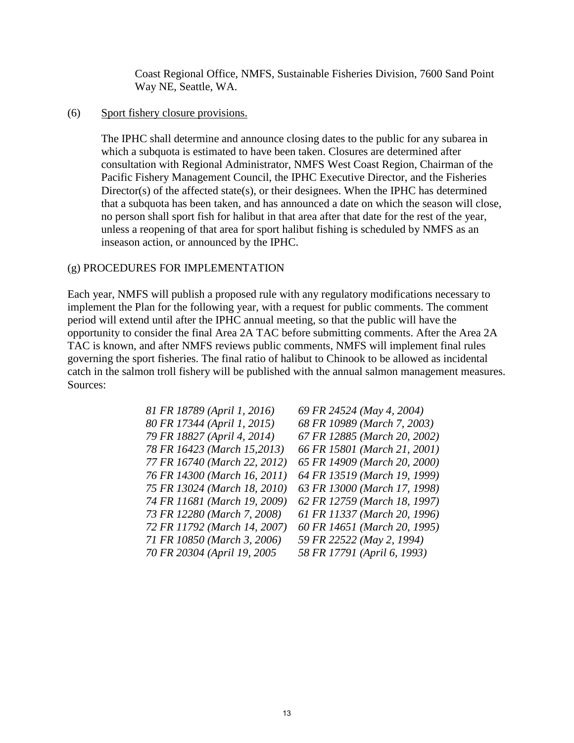Coast Regional Office, NMFS, Sustainable Fisheries Division, 7600 Sand Point Way NE, Seattle, WA.

(6) Sport fishery closure provisions.

The IPHC shall determine and announce closing dates to the public for any subarea in which a subquota is estimated to have been taken. Closures are determined after consultation with Regional Administrator, NMFS West Coast Region, Chairman of the Pacific Fishery Management Council, the IPHC Executive Director, and the Fisheries Director(s) of the affected state(s), or their designees. When the IPHC has determined that a subquota has been taken, and has announced a date on which the season will close, no person shall sport fish for halibut in that area after that date for the rest of the year, unless a reopening of that area for sport halibut fishing is scheduled by NMFS as an inseason action, or announced by the IPHC.

(g) PROCEDURES FOR IMPLEMENTATION

Each year, NMFS will publish a proposed rule with any regulatory modifications necessary to implement the Plan for the following year, with a request for public comments. The comment period will extend until after the IPHC annual meeting, so that the public will have the opportunity to consider the final Area 2A TAC before submitting comments. After the Area 2A TAC is known, and after NMFS reviews public comments, NMFS will implement final rules governing the sport fisheries. The final ratio of halibut to Chinook to be allowed as incidental catch in the salmon troll fishery will be published with the annual salmon management measures.
Sources:

*81 FR 18789 (April 1, 2016)*
*80 FR 17344 (April 1, 2015)*
*79 FR 18827 (April 4, 2014)*
*78 FR 16423 (March 15,2013)*
*77 FR 16740 (March 22, 2012)*
*76 FR 14300 (March 16, 2011)*
*75 FR 13024 (March 18, 2010)*
*74 FR 11681 (March 19, 2009)*
*73 FR 12280 (March 7, 2008)*
*72 FR 11792 (March 14, 2007)*
*71 FR 10850 (March 3, 2006)*
*70 FR 20304 (April 19, 2005*
*69 FR 24524 (May 4, 2004)*
*68 FR 10989 (March 7, 2003)*
*67 FR 12885 (March 20, 2002)*
*66 FR 15801 (March 21, 2001)*
*65 FR 14909 (March 20, 2000)*
*64 FR 13519 (March 19, 1999)*
*63 FR 13000 (March 17, 1998)*
*62 FR 12759 (March 18, 1997)*
*61 FR 11337 (March 20, 1996)*
*60 FR 14651 (March 20, 1995)*
*59 FR 22522 (May 2, 1994)*
*58 FR 17791 (April 6, 1993)*